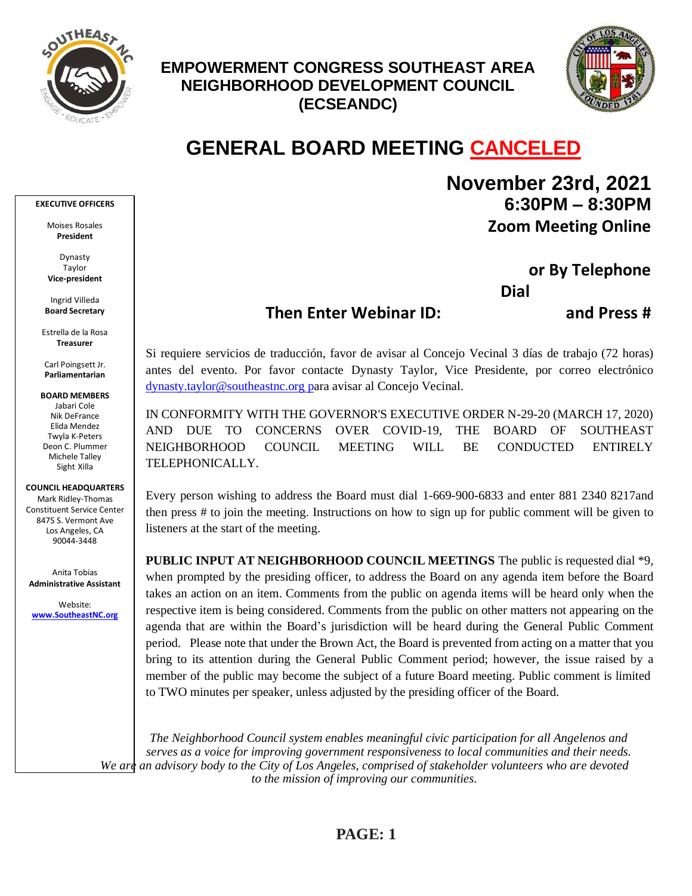# EMPOWERMENT CONGRESS SOUTHEAST AREA NEIGHBORHOOD DEVELOPMENT COUNCIL (ECSEANDC)

## GENERAL BOARD MEETING CANCELED

**November 23rd, 2021**
**6:30PM – 8:30PM**
**Zoom Meeting Online**

**or By Telephone**
**Dial**
**Then Enter Webinar ID: and Press #**

**EXECUTIVE OFFICERS**

Moises Rosales
**President**

Dynasty Taylor
**Vice-president**

Ingrid Villeda
**Board Secretary**

Estrella de la Rosa
**Treasurer**

Carl Poingsett Jr.
**Parliamentarian**

**BOARD MEMBERS**
Jabari Cole
Nik DeFrance
Elida Mendez
Twyla K-Peters
Deon C. Plummer
Michele Talley
Sight Xilla

**COUNCIL HEADQUARTERS**
Mark Ridley-Thomas Constituent Service Center
8475 S. Vermont Ave
Los Angeles, CA
90044-3448

Anita Tobias
**Administrative Assistant**

Website:
**www.SoutheastNC.org**

Si requiere servicios de traducción, favor de avisar al Concejo Vecinal 3 días de trabajo (72 horas) antes del evento. Por favor contacte Dynasty Taylor, Vice Presidente, por correo electrónico dynasty.taylor@southeastnc.org para avisar al Concejo Vecinal.

IN CONFORMITY WITH THE GOVERNOR'S EXECUTIVE ORDER N-29-20 (MARCH 17, 2020) AND DUE TO CONCERNS OVER COVID-19, THE BOARD OF SOUTHEAST NEIGHBORHOOD COUNCIL MEETING WILL BE CONDUCTED ENTIRELY TELEPHONICALLY.

Every person wishing to address the Board must dial 1-669-900-6833 and enter 881 2340 8217and then press # to join the meeting. Instructions on how to sign up for public comment will be given to listeners at the start of the meeting.

**PUBLIC INPUT AT NEIGHBORHOOD COUNCIL MEETINGS** The public is requested dial *9, when prompted by the presiding officer, to address the Board on any agenda item before the Board takes an action on an item. Comments from the public on agenda items will be heard only when the respective item is being considered. Comments from the public on other matters not appearing on the agenda that are within the Board's jurisdiction will be heard during the General Public Comment period. Please note that under the Brown Act, the Board is prevented from acting on a matter that you bring to its attention during the General Public Comment period; however, the issue raised by a member of the public may become the subject of a future Board meeting. Public comment is limited to TWO minutes per speaker, unless adjusted by the presiding officer of the Board.

*The Neighborhood Council system enables meaningful civic participation for all Angelenos and serves as a voice for improving government responsiveness to local communities and their needs. We are an advisory body to the City of Los Angeles, comprised of stakeholder volunteers who are devoted to the mission of improving our communities.*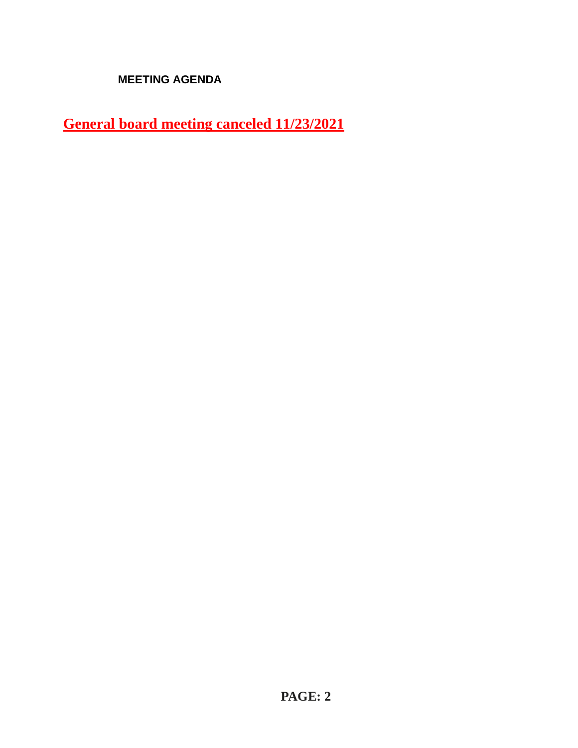**MEETING AGENDA**

**General board meeting canceled 11/23/2021**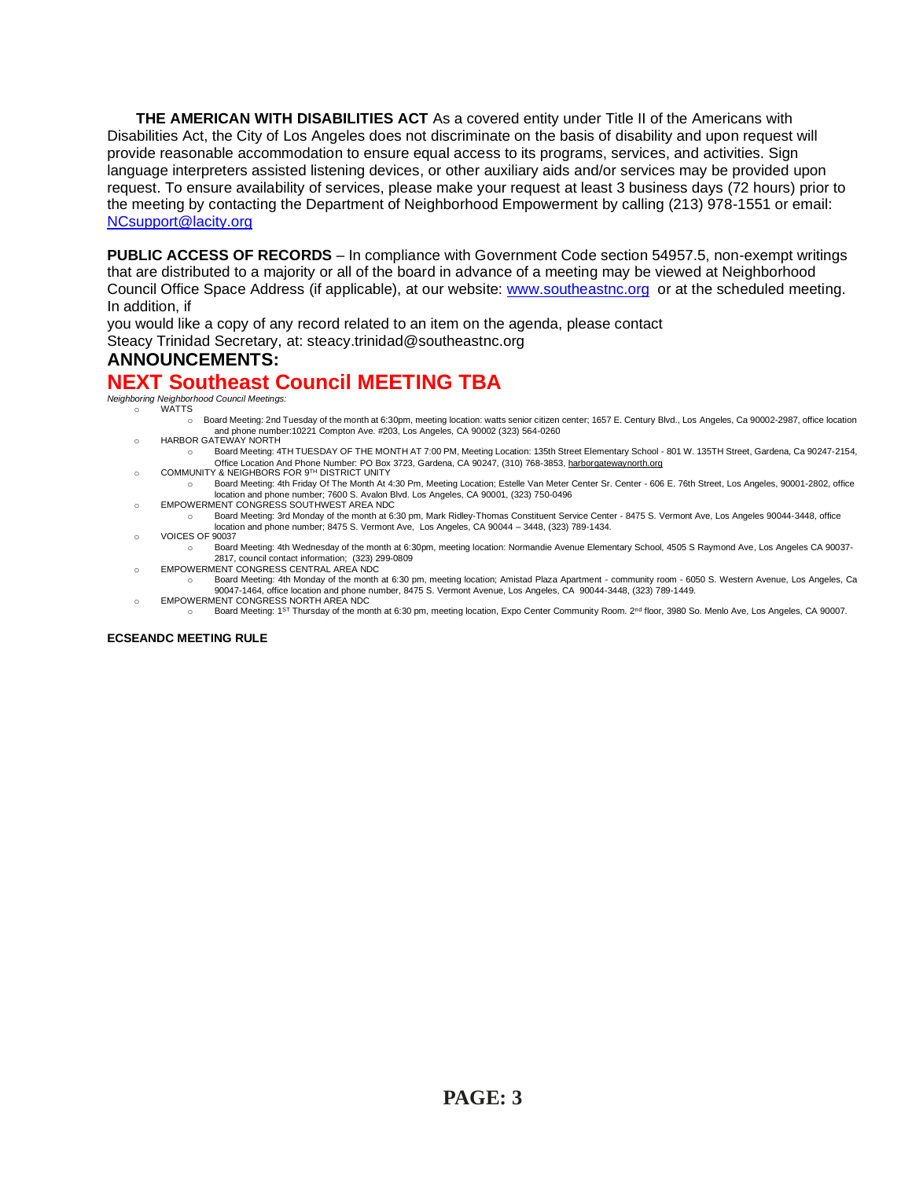**THE AMERICAN WITH DISABILITIES ACT** As a covered entity under Title II of the Americans with Disabilities Act, the City of Los Angeles does not discriminate on the basis of disability and upon request will provide reasonable accommodation to ensure equal access to its programs, services, and activities. Sign language interpreters assisted listening devices, or other auxiliary aids and/or services may be provided upon request. To ensure availability of services, please make your request at least 3 business days (72 hours) prior to the meeting by contacting the Department of Neighborhood Empowerment by calling (213) 978-1551 or email: [NCsupport@lacity.org](mailto:NCsupport@lacity.org)

**PUBLIC ACCESS OF RECORDS** – In compliance with Government Code section 54957.5, non-exempt writings that are distributed to a majority or all of the board in advance of a meeting may be viewed at Neighborhood Council Office Space Address (if applicable), at our website: [www.southeastnc.org](http://www.southeastnc.org) or at the scheduled meeting. In addition, if

you would like a copy of any record related to an item on the agenda, please contact Steacy Trinidad Secretary, at: steacy.trinidad@southeastnc.org

## ANNOUNCEMENTS:

## NEXT Southeast Council MEETING TBA

*Neighboring Neighborhood Council Meetings:*

- WATTS
  - Board Meeting: 2nd Tuesday of the month at 6:30pm, meeting location: watts senior citizen center; 1657 E. Century Blvd., Los Angeles, Ca 90002-2987, office location and phone number:10221 Compton Ave. #203, Los Angeles, CA 90002 (323) 564-0260
- HARBOR GATEWAY NORTH
  - Board Meeting: 4TH TUESDAY OF THE MONTH AT 7:00 PM, Meeting Location: 135th Street Elementary School - 801 W. 135TH Street, Gardena, Ca 90247-2154, Office Location And Phone Number: PO Box 3723, Gardena, CA 90247, (310) 768-3853, harborgatewaynorth.org
- COMMUNITY & NEIGHBORS FOR 9TH DISTRICT UNITY
  - Board Meeting: 4th Friday Of The Month At 4:30 Pm, Meeting Location; Estelle Van Meter Center Sr. Center - 606 E. 76th Street, Los Angeles, 90001-2802, office location and phone number; 7600 S. Avalon Blvd. Los Angeles, CA 90001, (323) 750-0496
- EMPOWERMENT CONGRESS SOUTHWEST AREA NDC
  - Board Meeting: 3rd Monday of the month at 6:30 pm, Mark Ridley-Thomas Constituent Service Center - 8475 S. Vermont Ave, Los Angeles 90044-3448, office location and phone number; 8475 S. Vermont Ave, Los Angeles, CA 90044 – 3448, (323) 789-1434.
- VOICES OF 90037
  - Board Meeting: 4th Wednesday of the month at 6:30pm, meeting location: Normandie Avenue Elementary School, 4505 S Raymond Ave, Los Angeles CA 90037-2817, council contact information; (323) 299-0809
- EMPOWERMENT CONGRESS CENTRAL AREA NDC
  - Board Meeting: 4th Monday of the month at 6:30 pm, meeting location; Amistad Plaza Apartment - community room - 6050 S. Western Avenue, Los Angeles, Ca 90047-1464, office location and phone number, 8475 S. Vermont Avenue, Los Angeles, CA 90044-3448, (323) 789-1449.
- EMPOWERMENT CONGRESS NORTH AREA NDC
  - Board Meeting: 1ST Thursday of the month at 6:30 pm, meeting location, Expo Center Community Room. 2nd floor, 3980 So. Menlo Ave, Los Angeles, CA 90007.

**ECSEANDC MEETING RULE**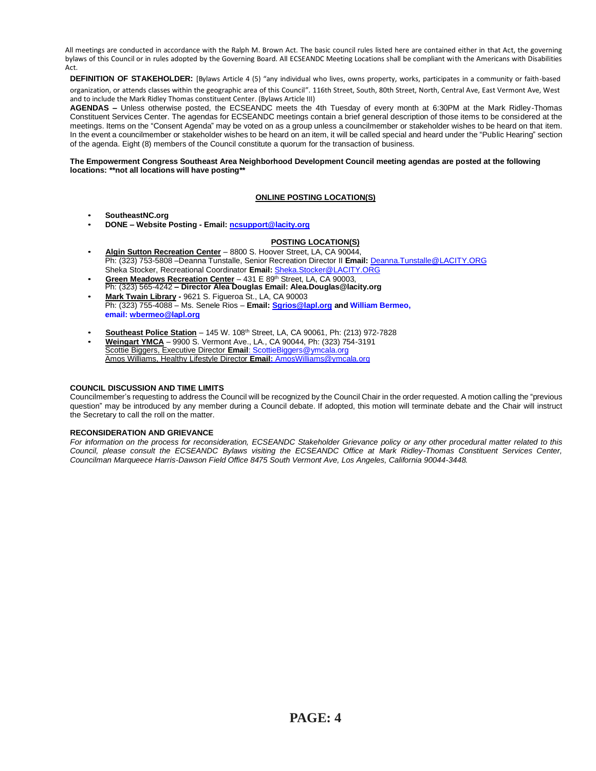All meetings are conducted in accordance with the Ralph M. Brown Act. The basic council rules listed here are contained either in that Act, the governing bylaws of this Council or in rules adopted by the Governing Board. All ECSEANDC Meeting Locations shall be compliant with the Americans with Disabilities Act.

**DEFINITION OF STAKEHOLDER:** [Bylaws Article 4 (5) "any individual who lives, owns property, works, participates in a community or faith-based organization, or attends classes within the geographic area of this Council". 116th Street, South, 80th Street, North, Central Ave, East Vermont Ave, West and to include the Mark Ridley Thomas constituent Center. (Bylaws Article III)

**AGENDAS –** Unless otherwise posted, the ECSEANDC meets the 4th Tuesday of every month at 6:30PM at the Mark Ridley-Thomas Constituent Services Center. The agendas for ECSEANDC meetings contain a brief general description of those items to be considered at the meetings. Items on the "Consent Agenda" may be voted on as a group unless a councilmember or stakeholder wishes to be heard on that item. In the event a councilmember or stakeholder wishes to be heard on an item, it will be called special and heard under the "Public Hearing" section of the agenda. Eight (8) members of the Council constitute a quorum for the transaction of business.

**The Empowerment Congress Southeast Area Neighborhood Development Council meeting agendas are posted at the following locations: \*\*not all locations will have posting\*\***

**ONLINE POSTING LOCATION(S)**

- **SoutheastNC.org**
- **DONE – Website Posting - Email: ncsupport@lacity.org**

**POSTING LOCATION(S)**

- **Algin Sutton Recreation Center** – 8800 S. Hoover Street, LA, CA 90044,
  Ph: (323) 753-5808 –Deanna Tunstalle, Senior Recreation Director II **Email:** Deanna.Tunstalle@LACITY.ORG
  Sheka Stocker, Recreational Coordinator **Email:** Sheka.Stocker@LACITY.ORG
- **Green Meadows Recreation Center** – 431 E 89th Street, LA, CA 90003,
  Ph: (323) 565-4242 **– Director Alea Douglas Email: Alea.Douglas@lacity.org**
- **Mark Twain Library -** 9621 S. Figueroa St., LA, CA 90003
  Ph: (323) 755-4088 – Ms. Senele Rios – **Email: Sgrios@lapl.org and William Bermeo, email: wbermeo@lapl.org**
- **Southeast Police Station** – 145 W. 108th Street, LA, CA 90061, Ph: (213) 972-7828
- **Weingart YMCA** – 9900 S. Vermont Ave., LA., CA 90044, Ph: (323) 754-3191
  Scottie Biggers, Executive Director **Email**: ScottieBiggers@ymcala.org
  Amos Williams, Healthy Lifestyle Director **Email:** AmosWilliams@ymcala.org

**COUNCIL DISCUSSION AND TIME LIMITS**

Councilmember's requesting to address the Council will be recognized by the Council Chair in the order requested. A motion calling the "previous question" may be introduced by any member during a Council debate. If adopted, this motion will terminate debate and the Chair will instruct the Secretary to call the roll on the matter.

**RECONSIDERATION AND GRIEVANCE**

*For information on the process for reconsideration, ECSEANDC Stakeholder Grievance policy or any other procedural matter related to this Council, please consult the ECSEANDC Bylaws visiting the ECSEANDC Office at Mark Ridley-Thomas Constituent Services Center, Councilman Marqueece Harris-Dawson Field Office 8475 South Vermont Ave, Los Angeles, California 90044-3448.*